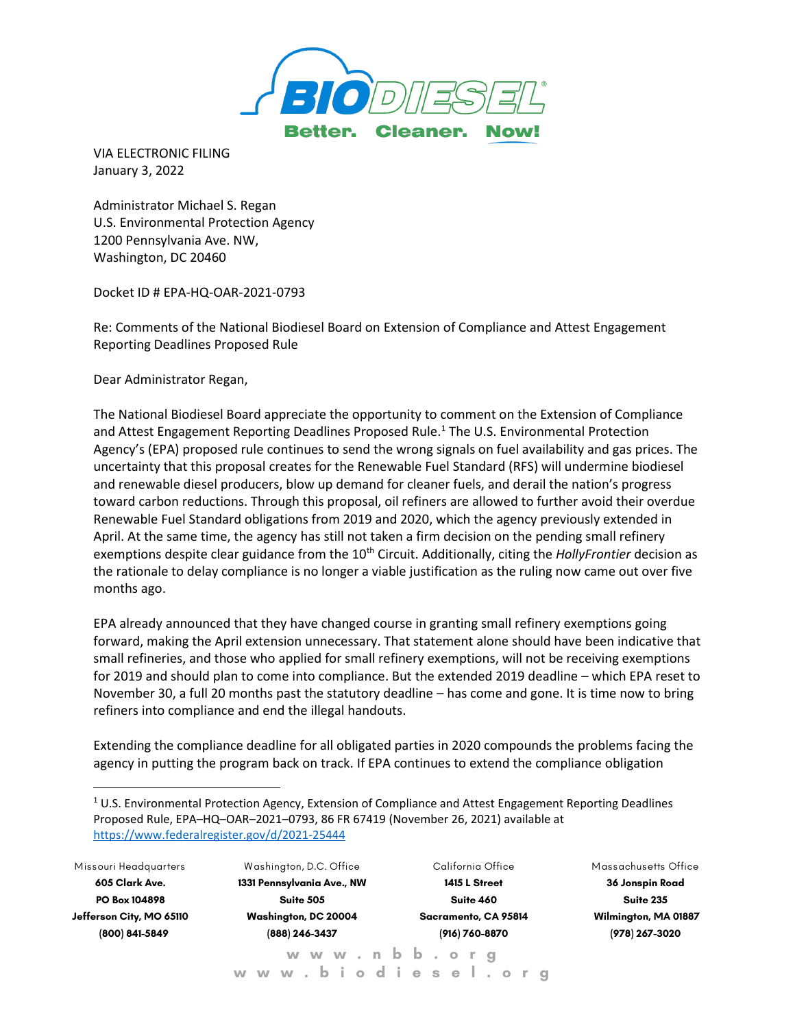VIA ELECTRONIC FILING
January 3, 2022

Administrator Michael S. Regan
U.S. Environmental Protection Agency
1200 Pennsylvania Ave. NW,
Washington, DC 20460

Docket ID # EPA-HQ-OAR-2021-0793

Re: Comments of the National Biodiesel Board on Extension of Compliance and Attest Engagement Reporting Deadlines Proposed Rule

Dear Administrator Regan,

The National Biodiesel Board appreciate the opportunity to comment on the Extension of Compliance and Attest Engagement Reporting Deadlines Proposed Rule.[1] The U.S. Environmental Protection Agency's (EPA) proposed rule continues to send the wrong signals on fuel availability and gas prices. The uncertainty that this proposal creates for the Renewable Fuel Standard (RFS) will undermine biodiesel and renewable diesel producers, blow up demand for cleaner fuels, and derail the nation's progress toward carbon reductions. Through this proposal, oil refiners are allowed to further avoid their overdue Renewable Fuel Standard obligations from 2019 and 2020, which the agency previously extended in April. At the same time, the agency has still not taken a firm decision on the pending small refinery exemptions despite clear guidance from the 10th Circuit. Additionally, citing the *HollyFrontier* decision as the rationale to delay compliance is no longer a viable justification as the ruling now came out over five months ago.

EPA already announced that they have changed course in granting small refinery exemptions going forward, making the April extension unnecessary. That statement alone should have been indicative that small refineries, and those who applied for small refinery exemptions, will not be receiving exemptions for 2019 and should plan to come into compliance. But the extended 2019 deadline – which EPA reset to November 30, a full 20 months past the statutory deadline – has come and gone. It is time now to bring refiners into compliance and end the illegal handouts.

Extending the compliance deadline for all obligated parties in 2020 compounds the problems facing the agency in putting the program back on track. If EPA continues to extend the compliance obligation

---

[1] U.S. Environmental Protection Agency, Extension of Compliance and Attest Engagement Reporting Deadlines Proposed Rule, EPA–HQ–OAR–2021–0793, 86 FR 67419 (November 26, 2021) available at https://www.federalregister.gov/d/2021-25444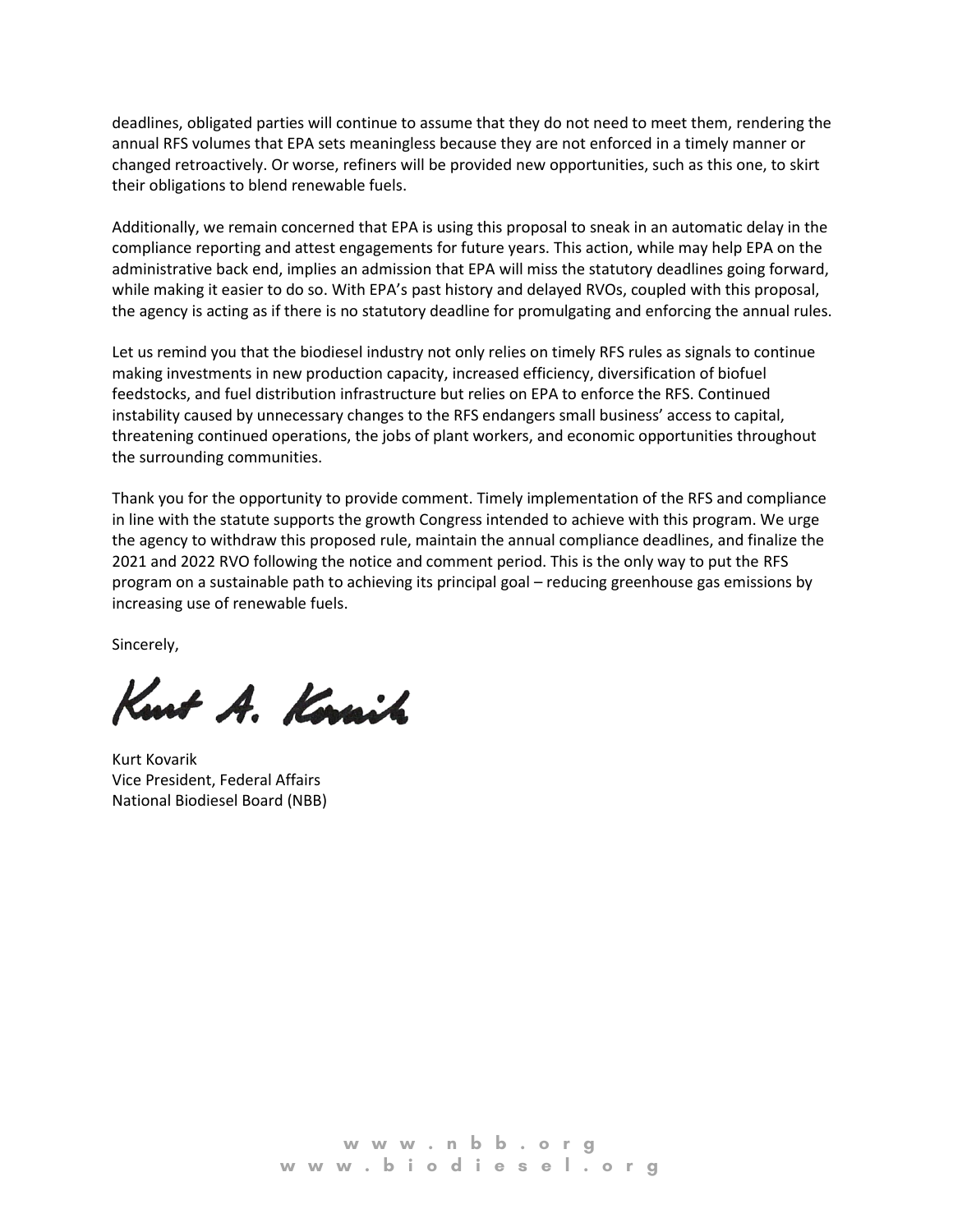deadlines, obligated parties will continue to assume that they do not need to meet them, rendering the annual RFS volumes that EPA sets meaningless because they are not enforced in a timely manner or changed retroactively. Or worse, refiners will be provided new opportunities, such as this one, to skirt their obligations to blend renewable fuels.

Additionally, we remain concerned that EPA is using this proposal to sneak in an automatic delay in the compliance reporting and attest engagements for future years. This action, while may help EPA on the administrative back end, implies an admission that EPA will miss the statutory deadlines going forward, while making it easier to do so. With EPA's past history and delayed RVOs, coupled with this proposal, the agency is acting as if there is no statutory deadline for promulgating and enforcing the annual rules.

Let us remind you that the biodiesel industry not only relies on timely RFS rules as signals to continue making investments in new production capacity, increased efficiency, diversification of biofuel feedstocks, and fuel distribution infrastructure but relies on EPA to enforce the RFS. Continued instability caused by unnecessary changes to the RFS endangers small business' access to capital, threatening continued operations, the jobs of plant workers, and economic opportunities throughout the surrounding communities.

Thank you for the opportunity to provide comment. Timely implementation of the RFS and compliance in line with the statute supports the growth Congress intended to achieve with this program. We urge the agency to withdraw this proposed rule, maintain the annual compliance deadlines, and finalize the 2021 and 2022 RVO following the notice and comment period. This is the only way to put the RFS program on a sustainable path to achieving its principal goal – reducing greenhouse gas emissions by increasing use of renewable fuels.

Sincerely,

Kurt A. Kovarik

Kurt Kovarik
Vice President, Federal Affairs
National Biodiesel Board (NBB)

www.nbb.org
www.biodiesel.org